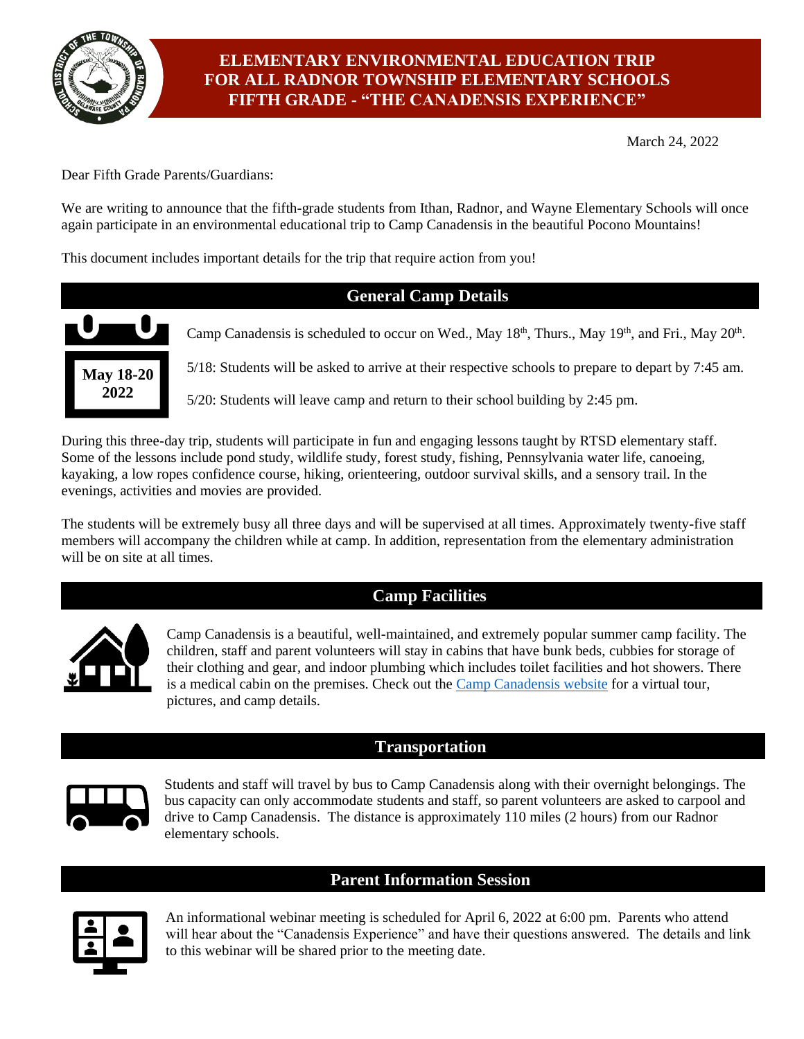# ELEMENTARY ENVIRONMENTAL EDUCATION TRIP FOR ALL RADNOR TOWNSHIP ELEMENTARY SCHOOLS FIFTH GRADE - "THE CANADENSIS EXPERIENCE"

March 24, 2022

Dear Fifth Grade Parents/Guardians:

We are writing to announce that the fifth-grade students from Ithan, Radnor, and Wayne Elementary Schools will once again participate in an environmental educational trip to Camp Canadensis in the beautiful Pocono Mountains!

This document includes important details for the trip that require action from you!

## General Camp Details

**May 18-20 2022**

Camp Canadensis is scheduled to occur on Wed., May 18th, Thurs., May 19th, and Fri., May 20th.

5/18: Students will be asked to arrive at their respective schools to prepare to depart by 7:45 am.

5/20: Students will leave camp and return to their school building by 2:45 pm.

During this three-day trip, students will participate in fun and engaging lessons taught by RTSD elementary staff. Some of the lessons include pond study, wildlife study, forest study, fishing, Pennsylvania water life, canoeing, kayaking, a low ropes confidence course, hiking, orienteering, outdoor survival skills, and a sensory trail. In the evenings, activities and movies are provided.

The students will be extremely busy all three days and will be supervised at all times. Approximately twenty-five staff members will accompany the children while at camp. In addition, representation from the elementary administration will be on site at all times.

## Camp Facilities

Camp Canadensis is a beautiful, well-maintained, and extremely popular summer camp facility. The children, staff and parent volunteers will stay in cabins that have bunk beds, cubbies for storage of their clothing and gear, and indoor plumbing which includes toilet facilities and hot showers. There is a medical cabin on the premises. Check out the Camp Canadensis website for a virtual tour, pictures, and camp details.

## Transportation

Students and staff will travel by bus to Camp Canadensis along with their overnight belongings. The bus capacity can only accommodate students and staff, so parent volunteers are asked to carpool and drive to Camp Canadensis. The distance is approximately 110 miles (2 hours) from our Radnor elementary schools.

## Parent Information Session

An informational webinar meeting is scheduled for April 6, 2022 at 6:00 pm. Parents who attend will hear about the "Canadensis Experience" and have their questions answered. The details and link to this webinar will be shared prior to the meeting date.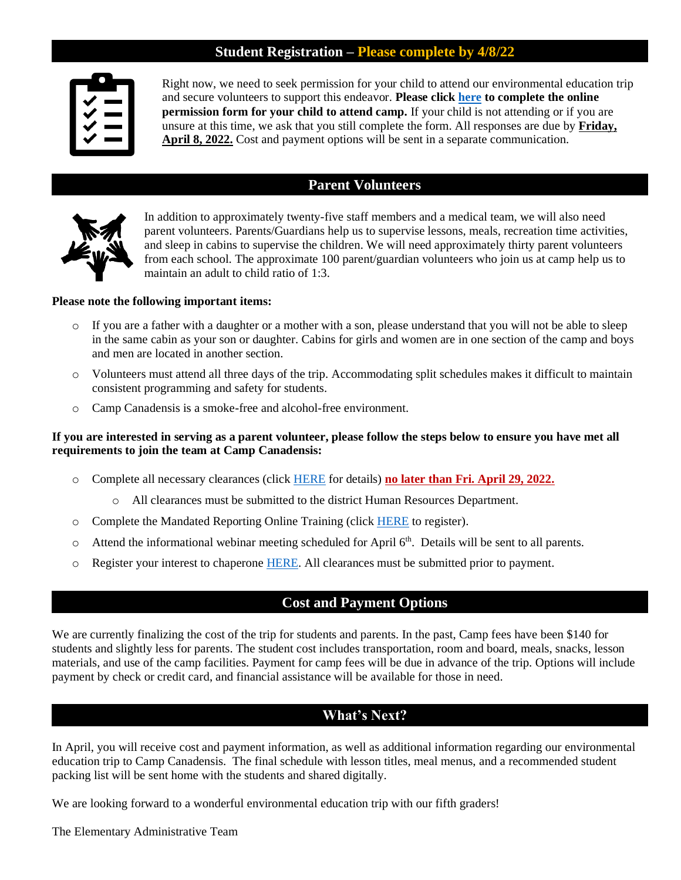## Student Registration – Please complete by 4/8/22

Right now, we need to seek permission for your child to attend our environmental education trip and secure volunteers to support this endeavor. **Please click here to complete the online permission form for your child to attend camp.** If your child is not attending or if you are unsure at this time, we ask that you still complete the form. All responses are due by **Friday, April 8, 2022.** Cost and payment options will be sent in a separate communication.

## Parent Volunteers

In addition to approximately twenty-five staff members and a medical team, we will also need parent volunteers. Parents/Guardians help us to supervise lessons, meals, recreation time activities, and sleep in cabins to supervise the children. We will need approximately thirty parent volunteers from each school. The approximate 100 parent/guardian volunteers who join us at camp help us to maintain an adult to child ratio of 1:3.

**Please note the following important items:**

- If you are a father with a daughter or a mother with a son, please understand that you will not be able to sleep in the same cabin as your son or daughter. Cabins for girls and women are in one section of the camp and boys and men are located in another section.
- Volunteers must attend all three days of the trip. Accommodating split schedules makes it difficult to maintain consistent programming and safety for students.
- Camp Canadensis is a smoke-free and alcohol-free environment.

**If you are interested in serving as a parent volunteer, please follow the steps below to ensure you have met all requirements to join the team at Camp Canadensis:**

- Complete all necessary clearances (click HERE for details) **no later than Fri. April 29, 2022.**
  - All clearances must be submitted to the district Human Resources Department.
- Complete the Mandated Reporting Online Training (click HERE to register).
- Attend the informational webinar meeting scheduled for April 6th. Details will be sent to all parents.
- Register your interest to chaperone HERE. All clearances must be submitted prior to payment.

## Cost and Payment Options

We are currently finalizing the cost of the trip for students and parents. In the past, Camp fees have been $140 for students and slightly less for parents. The student cost includes transportation, room and board, meals, snacks, lesson materials, and use of the camp facilities. Payment for camp fees will be due in advance of the trip. Options will include payment by check or credit card, and financial assistance will be available for those in need.

## What's Next?

In April, you will receive cost and payment information, as well as additional information regarding our environmental education trip to Camp Canadensis. The final schedule with lesson titles, meal menus, and a recommended student packing list will be sent home with the students and shared digitally.

We are looking forward to a wonderful environmental education trip with our fifth graders!

The Elementary Administrative Team